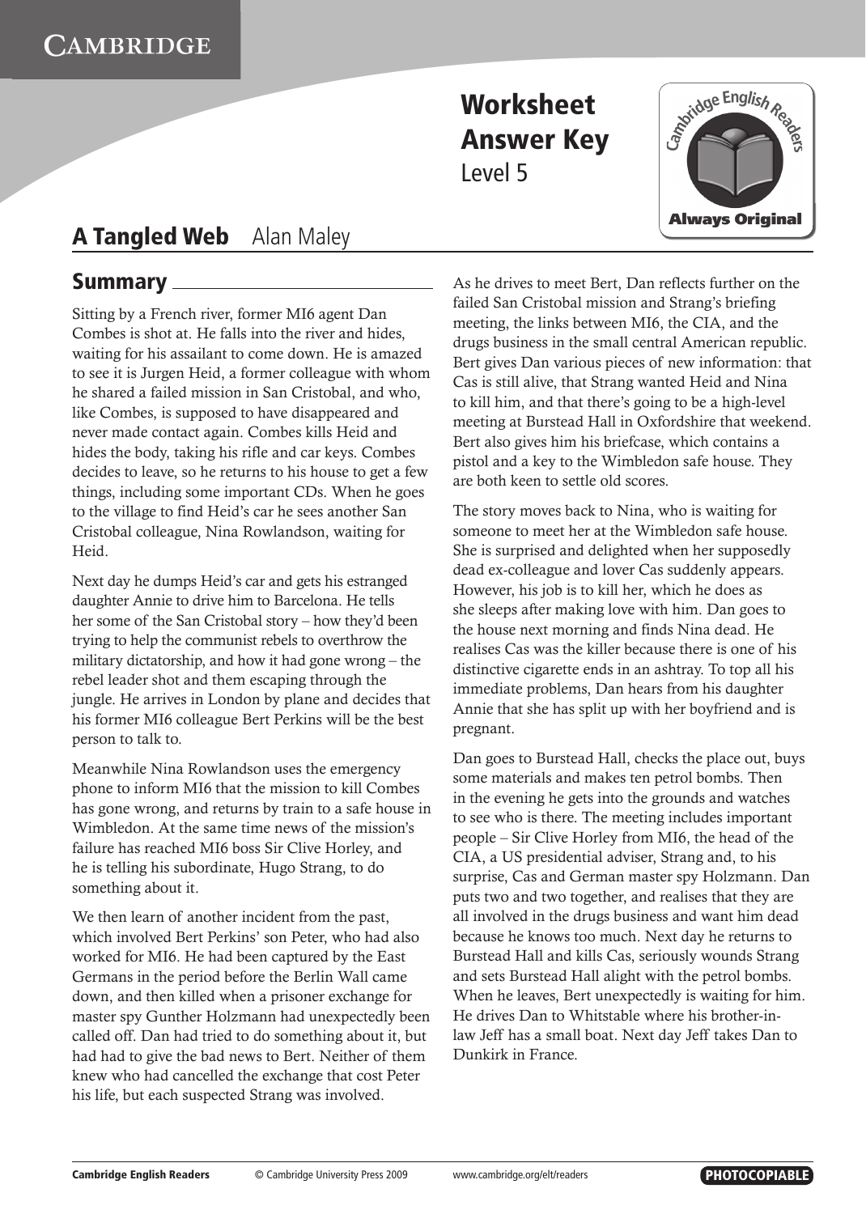# Worksheet Answer Key

Level 5

## A Tangled Web Alan Maley

### Summary

Sitting by a French river, former MI6 agent Dan Combes is shot at. He falls into the river and hides, waiting for his assailant to come down. He is amazed to see it is Jurgen Heid, a former colleague with whom he shared a failed mission in San Cristobal, and who, like Combes, is supposed to have disappeared and never made contact again. Combes kills Heid and hides the body, taking his rifle and car keys. Combes decides to leave, so he returns to his house to get a few things, including some important CDs. When he goes to the village to find Heid's car he sees another San Cristobal colleague, Nina Rowlandson, waiting for Heid.

Next day he dumps Heid's car and gets his estranged daughter Annie to drive him to Barcelona. He tells her some of the San Cristobal story – how they'd been trying to help the communist rebels to overthrow the military dictatorship, and how it had gone wrong – the rebel leader shot and them escaping through the jungle. He arrives in London by plane and decides that his former MI6 colleague Bert Perkins will be the best person to talk to.

Meanwhile Nina Rowlandson uses the emergency phone to inform MI6 that the mission to kill Combes has gone wrong, and returns by train to a safe house in Wimbledon. At the same time news of the mission's failure has reached MI6 boss Sir Clive Horley, and he is telling his subordinate, Hugo Strang, to do something about it.

We then learn of another incident from the past, which involved Bert Perkins' son Peter, who had also worked for MI6. He had been captured by the East Germans in the period before the Berlin Wall came down, and then killed when a prisoner exchange for master spy Gunther Holzmann had unexpectedly been called off. Dan had tried to do something about it, but had had to give the bad news to Bert. Neither of them knew who had cancelled the exchange that cost Peter his life, but each suspected Strang was involved.

As he drives to meet Bert, Dan reflects further on the failed San Cristobal mission and Strang's briefing meeting, the links between MI6, the CIA, and the drugs business in the small central American republic. Bert gives Dan various pieces of new information: that Cas is still alive, that Strang wanted Heid and Nina to kill him, and that there's going to be a high-level meeting at Burstead Hall in Oxfordshire that weekend. Bert also gives him his briefcase, which contains a pistol and a key to the Wimbledon safe house. They are both keen to settle old scores.

The story moves back to Nina, who is waiting for someone to meet her at the Wimbledon safe house. She is surprised and delighted when her supposedly dead ex-colleague and lover Cas suddenly appears. However, his job is to kill her, which he does as she sleeps after making love with him. Dan goes to the house next morning and finds Nina dead. He realises Cas was the killer because there is one of his distinctive cigarette ends in an ashtray. To top all his immediate problems, Dan hears from his daughter Annie that she has split up with her boyfriend and is pregnant.

Dan goes to Burstead Hall, checks the place out, buys some materials and makes ten petrol bombs. Then in the evening he gets into the grounds and watches to see who is there. The meeting includes important people – Sir Clive Horley from MI6, the head of the CIA, a US presidential adviser, Strang and, to his surprise, Cas and German master spy Holzmann. Dan puts two and two together, and realises that they are all involved in the drugs business and want him dead because he knows too much. Next day he returns to Burstead Hall and kills Cas, seriously wounds Strang and sets Burstead Hall alight with the petrol bombs. When he leaves, Bert unexpectedly is waiting for him. He drives Dan to Whitstable where his brother-in-law Jeff has a small boat. Next day Jeff takes Dan to Dunkirk in France.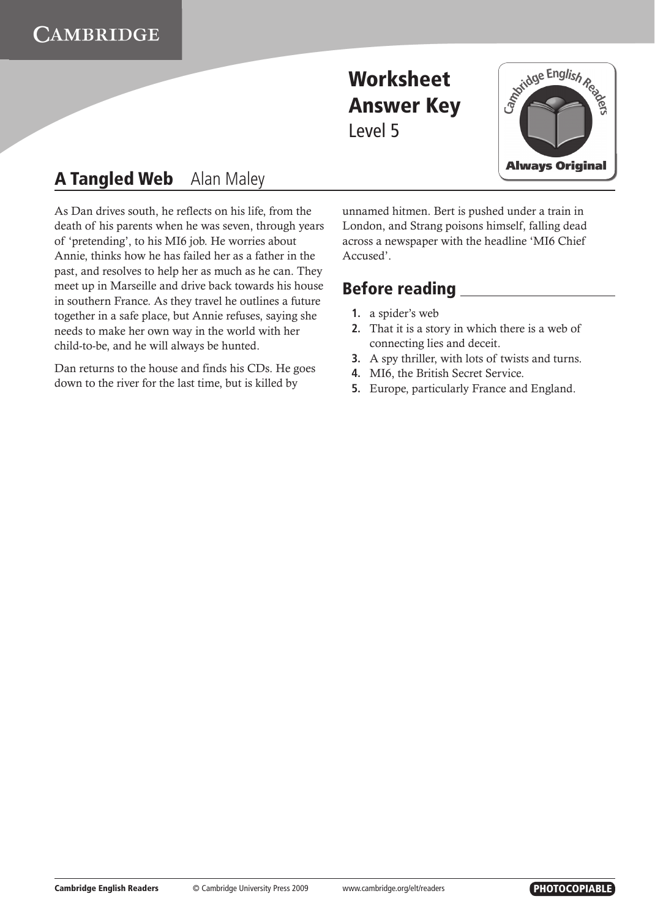# Worksheet Answer Key

Level 5

## A Tangled Web    Alan Maley

As Dan drives south, he reflects on his life, from the death of his parents when he was seven, through years of 'pretending', to his MI6 job. He worries about Annie, thinks how he has failed her as a father in the past, and resolves to help her as much as he can. They meet up in Marseille and drive back towards his house in southern France. As they travel he outlines a future together in a safe place, but Annie refuses, saying she needs to make her own way in the world with her child-to-be, and he will always be hunted.

Dan returns to the house and finds his CDs. He goes down to the river for the last time, but is killed by unnamed hitmen. Bert is pushed under a train in London, and Strang poisons himself, falling dead across a newspaper with the headline 'MI6 Chief Accused'.

## Before reading

1. a spider's web
2. That it is a story in which there is a web of connecting lies and deceit.
3. A spy thriller, with lots of twists and turns.
4. MI6, the British Secret Service.
5. Europe, particularly France and England.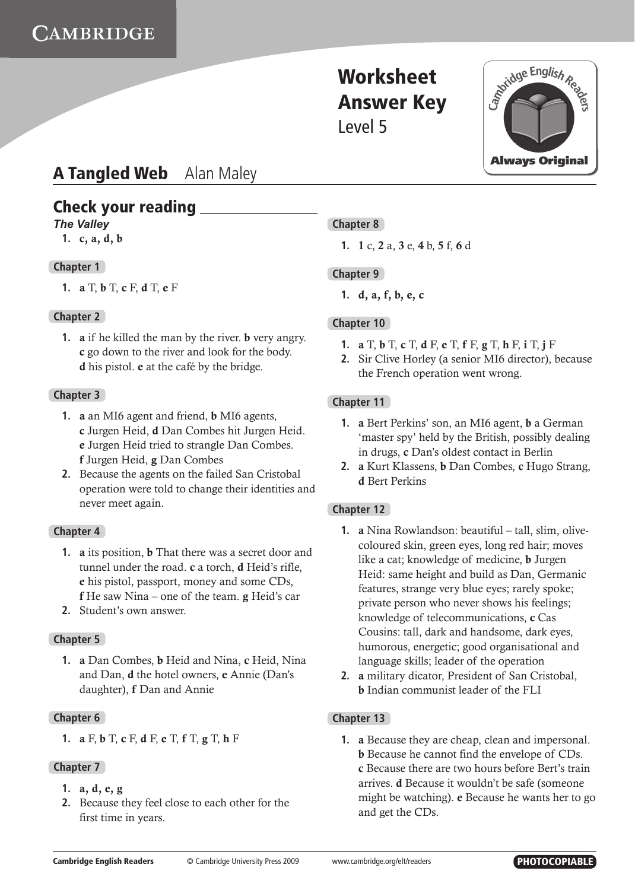# Worksheet Answer Key

Level 5

## A Tangled Web    Alan Maley

## Check your reading

***The Valley***

1. **c, a, d, b**

### Chapter 1

1. **a** T, **b** T, **c** F, **d** T, **e** F

### Chapter 2

1. **a** if he killed the man by the river. **b** very angry. **c** go down to the river and look for the body. **d** his pistol. **e** at the café by the bridge.

### Chapter 3

1. **a** an MI6 agent and friend, **b** MI6 agents, **c** Jurgen Heid, **d** Dan Combes hit Jurgen Heid. **e** Jurgen Heid tried to strangle Dan Combes. **f** Jurgen Heid, **g** Dan Combes
2. Because the agents on the failed San Cristobal operation were told to change their identities and never meet again.

### Chapter 4

1. **a** its position, **b** That there was a secret door and tunnel under the road. **c** a torch, **d** Heid's rifle, **e** his pistol, passport, money and some CDs, **f** He saw Nina – one of the team. **g** Heid's car
2. Student's own answer.

### Chapter 5

1. **a** Dan Combes, **b** Heid and Nina, **c** Heid, Nina and Dan, **d** the hotel owners, **e** Annie (Dan's daughter), **f** Dan and Annie

### Chapter 6

1. **a** F, **b** T, **c** F, **d** F, **e** T, **f** T, **g** T, **h** F

### Chapter 7

1. **a, d, e, g**
2. Because they feel close to each other for the first time in years.

### Chapter 8

1. **1** c, **2** a, **3** e, **4** b, **5** f, **6** d

### Chapter 9

1. **d, a, f, b, e, c**

### Chapter 10

1. **a** T, **b** T, **c** T, **d** F, **e** T, **f** F, **g** T, **h** F, **i** T, **j** F
2. Sir Clive Horley (a senior MI6 director), because the French operation went wrong.

### Chapter 11

1. **a** Bert Perkins' son, an MI6 agent, **b** a German 'master spy' held by the British, possibly dealing in drugs, **c** Dan's oldest contact in Berlin
2. **a** Kurt Klassens, **b** Dan Combes, **c** Hugo Strang, **d** Bert Perkins

### Chapter 12

1. **a** Nina Rowlandson: beautiful – tall, slim, olive-coloured skin, green eyes, long red hair; moves like a cat; knowledge of medicine, **b** Jurgen Heid: same height and build as Dan, Germanic features, strange very blue eyes; rarely spoke; private person who never shows his feelings; knowledge of telecommunications, **c** Cas Cousins: tall, dark and handsome, dark eyes, humorous, energetic; good organisational and language skills; leader of the operation
2. **a** military dicator, President of San Cristobal, **b** Indian communist leader of the FLI

### Chapter 13

1. **a** Because they are cheap, clean and impersonal. **b** Because he cannot find the envelope of CDs. **c** Because there are two hours before Bert's train arrives. **d** Because it wouldn't be safe (someone might be watching). **e** Because he wants her to go and get the CDs.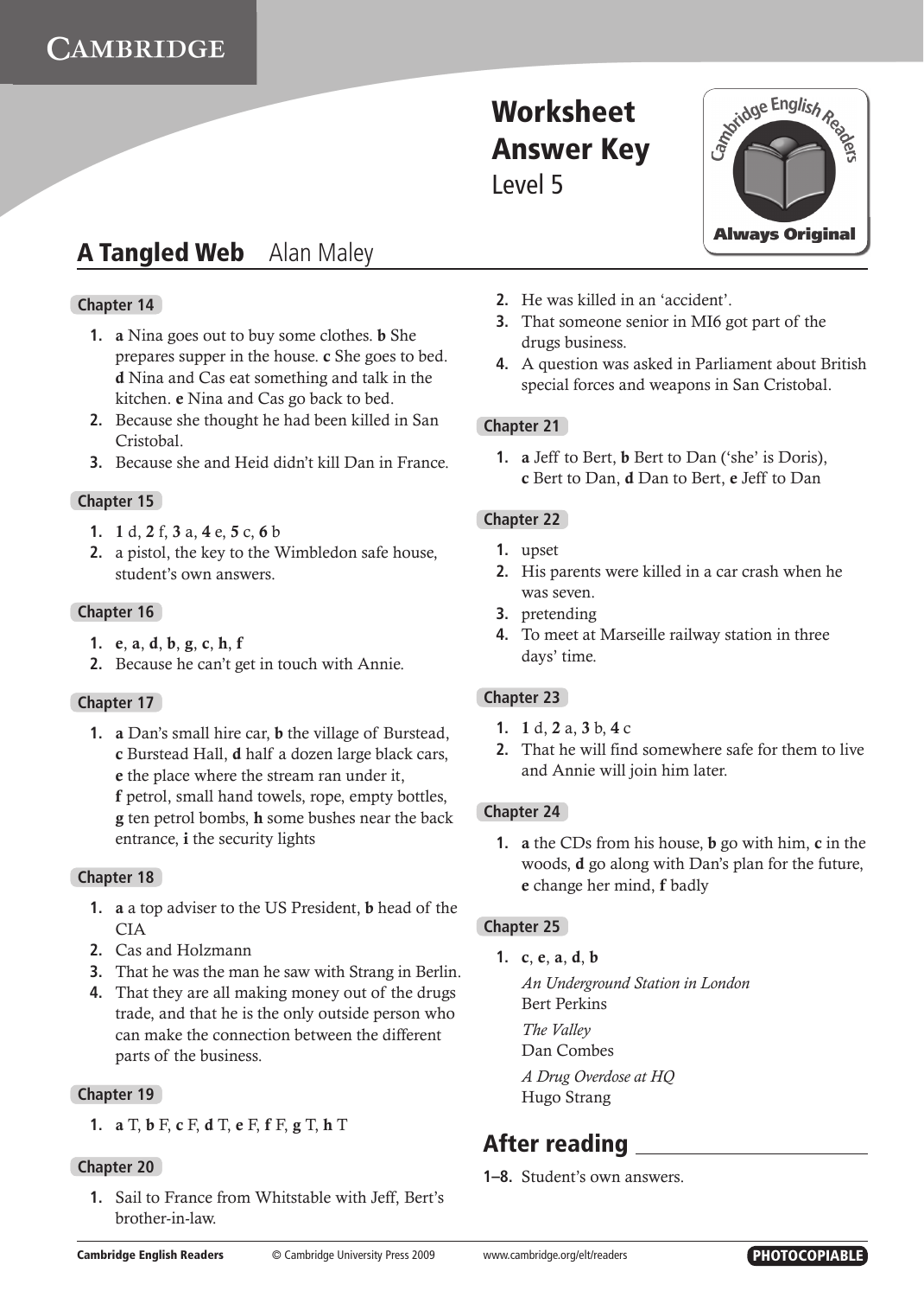# Worksheet Answer Key

Level 5

## A Tangled Web — Alan Maley

### Chapter 14

1. **a** Nina goes out to buy some clothes. **b** She prepares supper in the house. **c** She goes to bed. **d** Nina and Cas eat something and talk in the kitchen. **e** Nina and Cas go back to bed.
2. Because she thought he had been killed in San Cristobal.
3. Because she and Heid didn't kill Dan in France.

### Chapter 15

1. **1** d, **2** f, **3** a, **4** e, **5** c, **6** b
2. a pistol, the key to the Wimbledon safe house, student's own answers.

### Chapter 16

1. **e**, **a**, **d**, **b**, **g**, **c**, **h**, **f**
2. Because he can't get in touch with Annie.

### Chapter 17

1. **a** Dan's small hire car, **b** the village of Burstead, **c** Burstead Hall, **d** half a dozen large black cars, **e** the place where the stream ran under it, **f** petrol, small hand towels, rope, empty bottles, **g** ten petrol bombs, **h** some bushes near the back entrance, **i** the security lights

### Chapter 18

1. **a** a top adviser to the US President, **b** head of the CIA
2. Cas and Holzmann
3. That he was the man he saw with Strang in Berlin.
4. That they are all making money out of the drugs trade, and that he is the only outside person who can make the connection between the different parts of the business.

### Chapter 19

1. **a** T, **b** F, **c** F, **d** T, **e** F, **f** F, **g** T, **h** T

### Chapter 20

1. Sail to France from Whitstable with Jeff, Bert's brother-in-law.
2. He was killed in an 'accident'.
3. That someone senior in MI6 got part of the drugs business.
4. A question was asked in Parliament about British special forces and weapons in San Cristobal.

### Chapter 21

1. **a** Jeff to Bert, **b** Bert to Dan ('she' is Doris), **c** Bert to Dan, **d** Dan to Bert, **e** Jeff to Dan

### Chapter 22

1. upset
2. His parents were killed in a car crash when he was seven.
3. pretending
4. To meet at Marseille railway station in three days' time.

### Chapter 23

1. **1** d, **2** a, **3** b, **4** c
2. That he will find somewhere safe for them to live and Annie will join him later.

### Chapter 24

1. **a** the CDs from his house, **b** go with him, **c** in the woods, **d** go along with Dan's plan for the future, **e** change her mind, **f** badly

### Chapter 25

1. **c**, **e**, **a**, **d**, **b**

   *An Underground Station in London*
   Bert Perkins

   *The Valley*
   Dan Combes

   *A Drug Overdose at HQ*
   Hugo Strang

## After reading

**1–8.** Student's own answers.